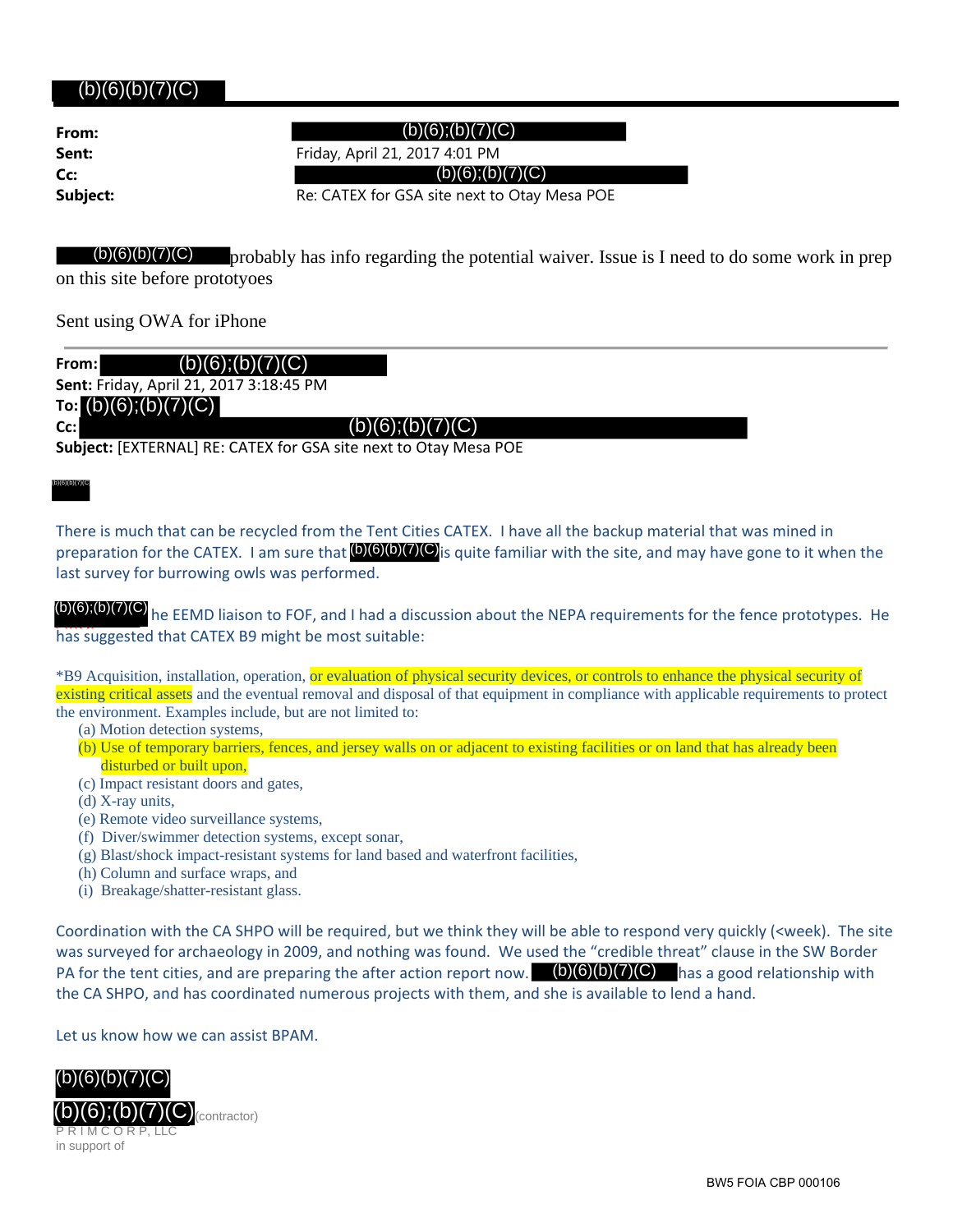(b)(6)(b)(7)(C)

**From:** (b)(6);(b)(7)(C)
**Sent:** Friday, April 21, 2017 4:01 PM
**Cc:** (b)(6);(b)(7)(C)
**Subject:** Re: CATEX for GSA site next to Otay Mesa POE

(b)(6)(b)(7)(C) probably has info regarding the potential waiver. Issue is I need to do some work in prep on this site before prototyoes

Sent using OWA for iPhone

---

**From:** (b)(6);(b)(7)(C)
**Sent:** Friday, April 21, 2017 3:18:45 PM
**To:** (b)(6);(b)(7)(C)
**Cc:** (b)(6);(b)(7)(C)
**Subject:** [EXTERNAL] RE: CATEX for GSA site next to Otay Mesa POE

(b)(6)(b)(7)(C)

There is much that can be recycled from the Tent Cities CATEX. I have all the backup material that was mined in preparation for the CATEX. I am sure that (b)(6)(b)(7)(C) is quite familiar with the site, and may have gone to it when the last survey for burrowing owls was performed.

(b)(6);(b)(7)(C) he EEMD liaison to FOF, and I had a discussion about the NEPA requirements for the fence prototypes. He has suggested that CATEX B9 might be most suitable:

*B9 Acquisition, installation, operation, or evaluation of physical security devices, or controls to enhance the physical security of existing critical assets and the eventual removal and disposal of that equipment in compliance with applicable requirements to protect the environment. Examples include, but are not limited to:

(a) Motion detection systems,
(b) Use of temporary barriers, fences, and jersey walls on or adjacent to existing facilities or on land that has already been disturbed or built upon,
(c) Impact resistant doors and gates,
(d) X-ray units,
(e) Remote video surveillance systems,
(f) Diver/swimmer detection systems, except sonar,
(g) Blast/shock impact-resistant systems for land based and waterfront facilities,
(h) Column and surface wraps, and
(i) Breakage/shatter-resistant glass.

Coordination with the CA SHPO will be required, but we think they will be able to respond very quickly (<week). The site was surveyed for archaeology in 2009, and nothing was found. We used the "credible threat" clause in the SW Border PA for the tent cities, and are preparing the after action report now. (b)(6)(b)(7)(C) has a good relationship with the CA SHPO, and has coordinated numerous projects with them, and she is available to lend a hand.

Let us know how we can assist BPAM.

(b)(6)(b)(7)(C)
(b)(6);(b)(7)(C) (contractor)
P R I M C O R P, LLC
in support of

BW5 FOIA CBP 000106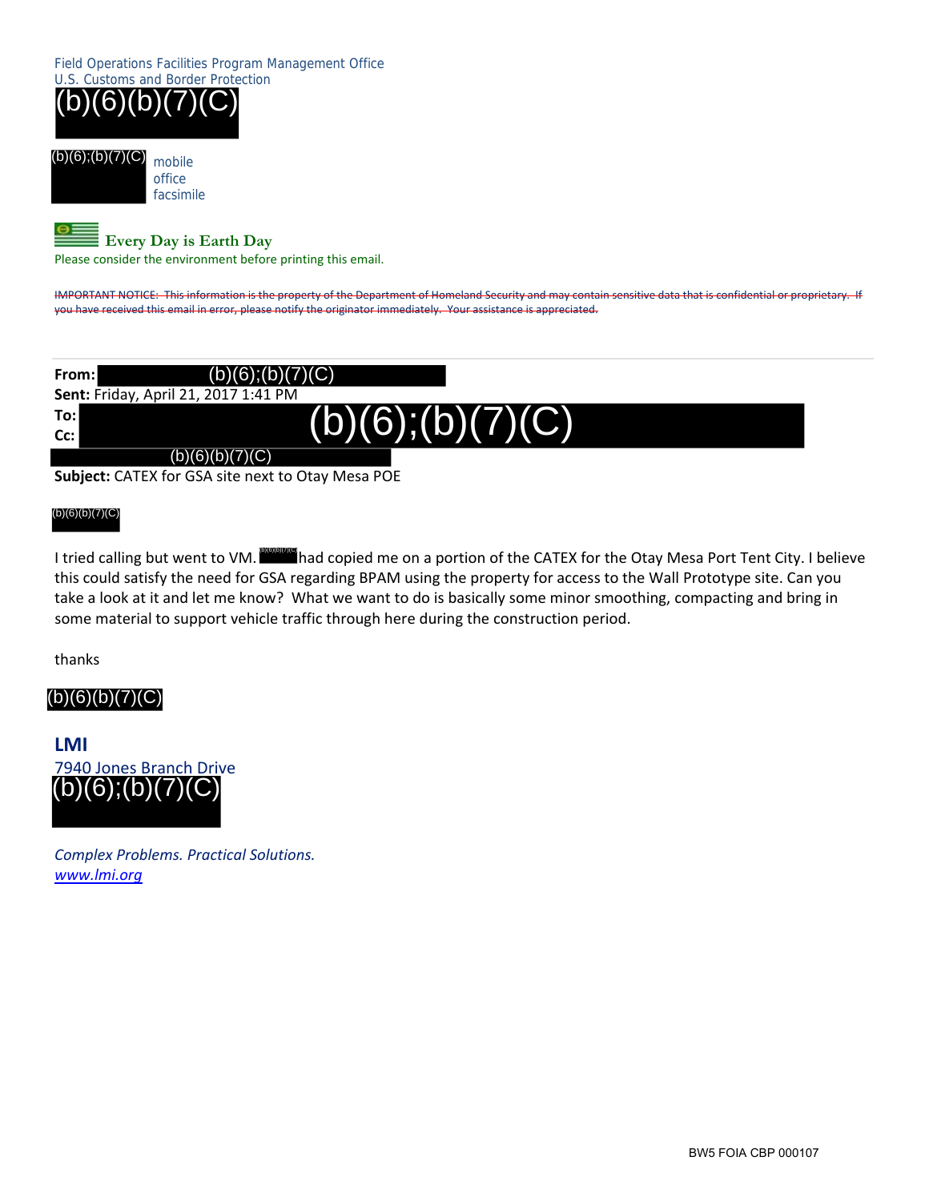Field Operations Facilities Program Management Office
U.S. Customs and Border Protection
(b)(6)(b)(7)(C)

(b)(6);(b)(7)(C) mobile
office
facsimile

**Every Day is Earth Day**
Please consider the environment before printing this email.

~~IMPORTANT NOTICE: This information is the property of the Department of Homeland Security and may contain sensitive data that is confidential or proprietary. If you have received this email in error, please notify the originator immediately. Your assistance is appreciated.~~

---

**From:** (b)(6);(b)(7)(C)
**Sent:** Friday, April 21, 2017 1:41 PM
**To:** (b)(6);(b)(7)(C)
**Cc:** (b)(6)(b)(7)(C)
**Subject:** CATEX for GSA site next to Otay Mesa POE

(b)(6)(b)(7)(C)

I tried calling but went to VM. (b)(6)(b)(7)(C) had copied me on a portion of the CATEX for the Otay Mesa Port Tent City. I believe this could satisfy the need for GSA regarding BPAM using the property for access to the Wall Prototype site. Can you take a look at it and let me know? What we want to do is basically some minor smoothing, compacting and bring in some material to support vehicle traffic through here during the construction period.

thanks

(b)(6)(b)(7)(C)

**LMI**
7940 Jones Branch Drive
(b)(6);(b)(7)(C)

*Complex Problems. Practical Solutions.*
*www.lmi.org*

BW5 FOIA CBP 000107